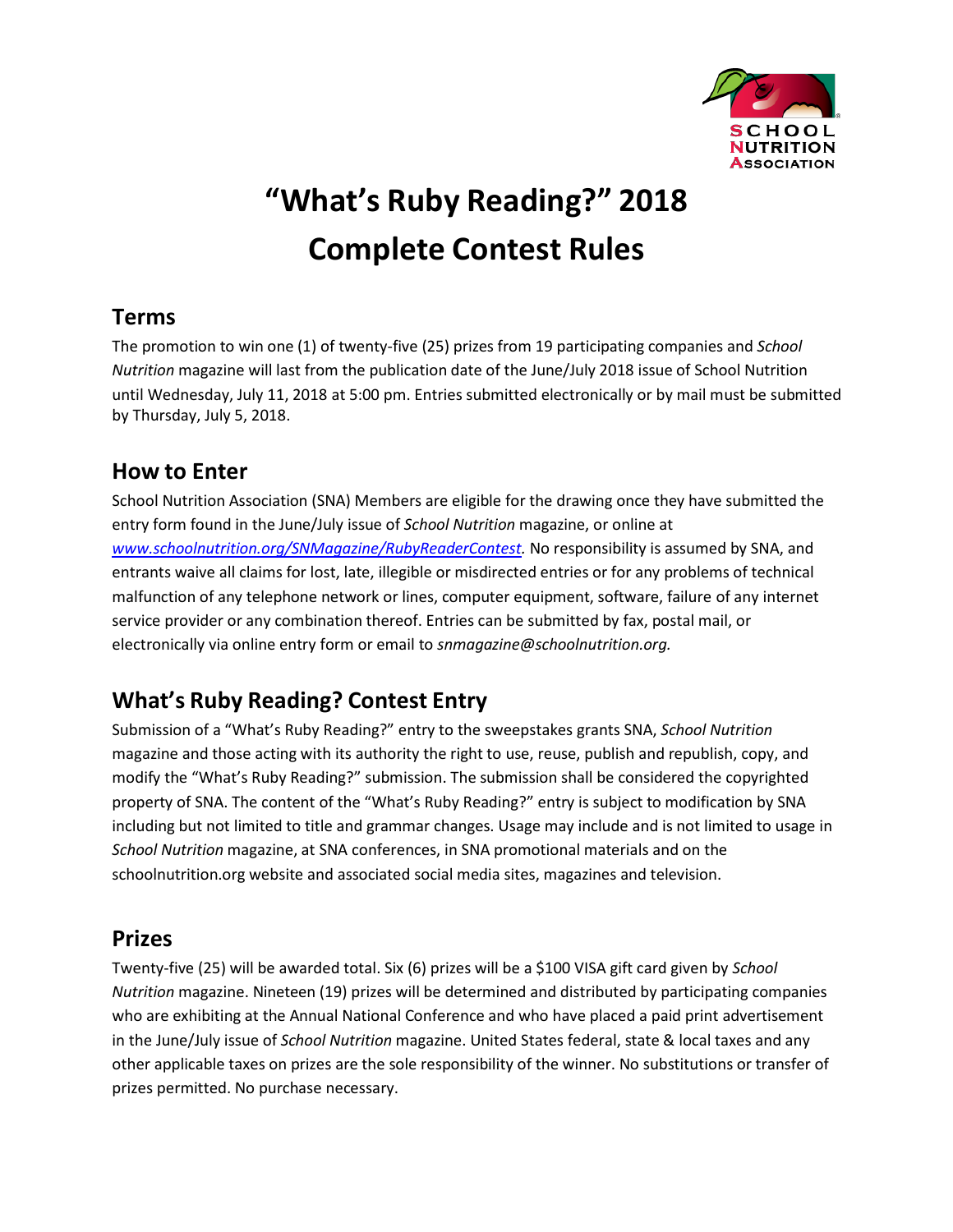# "What's Ruby Reading?" 2018 Complete Contest Rules

## Terms

The promotion to win one (1) of twenty-five (25) prizes from 19 participating companies and *School Nutrition* magazine will last from the publication date of the June/July 2018 issue of School Nutrition until Wednesday, July 11, 2018 at 5:00 pm. Entries submitted electronically or by mail must be submitted by Thursday, July 5, 2018.

## How to Enter

School Nutrition Association (SNA) Members are eligible for the drawing once they have submitted the entry form found in the June/July issue of *School Nutrition* magazine, or online at [www.schoolnutrition.org/SNMagazine/RubyReaderContest](www.schoolnutrition.org/SNMagazine/RubyReaderContest). No responsibility is assumed by SNA, and entrants waive all claims for lost, late, illegible or misdirected entries or for any problems of technical malfunction of any telephone network or lines, computer equipment, software, failure of any internet service provider or any combination thereof. Entries can be submitted by fax, postal mail, or electronically via online entry form or email to *snmagazine@schoolnutrition.org.*

## What's Ruby Reading? Contest Entry

Submission of a "What's Ruby Reading?" entry to the sweepstakes grants SNA, *School Nutrition* magazine and those acting with its authority the right to use, reuse, publish and republish, copy, and modify the "What's Ruby Reading?" submission. The submission shall be considered the copyrighted property of SNA. The content of the "What's Ruby Reading?" entry is subject to modification by SNA including but not limited to title and grammar changes. Usage may include and is not limited to usage in *School Nutrition* magazine, at SNA conferences, in SNA promotional materials and on the schoolnutrition.org website and associated social media sites, magazines and television.

## Prizes

Twenty-five (25) will be awarded total. Six (6) prizes will be a $100 VISA gift card given by *School Nutrition* magazine. Nineteen (19) prizes will be determined and distributed by participating companies who are exhibiting at the Annual National Conference and who have placed a paid print advertisement in the June/July issue of *School Nutrition* magazine. United States federal, state & local taxes and any other applicable taxes on prizes are the sole responsibility of the winner. No substitutions or transfer of prizes permitted. No purchase necessary.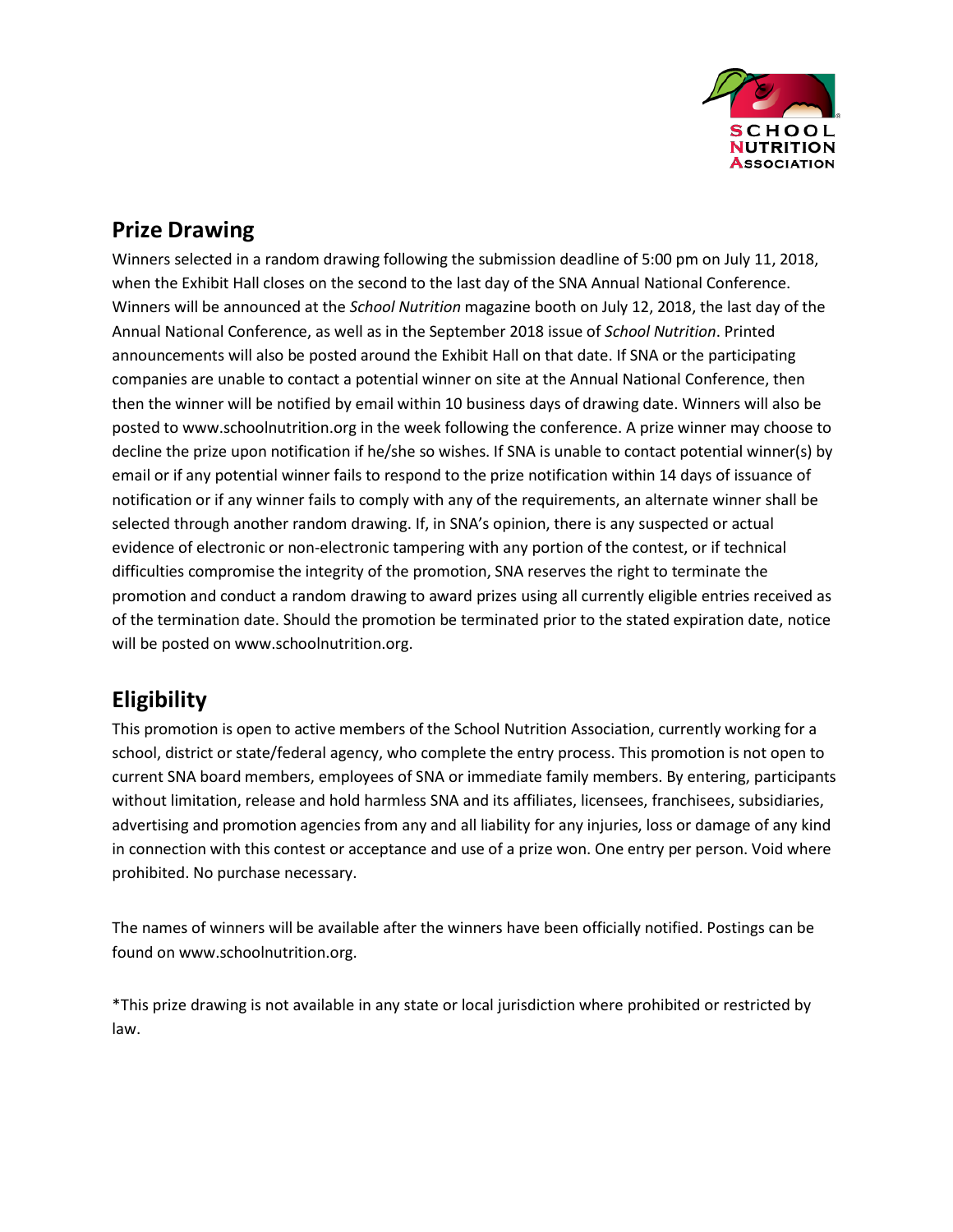## Prize Drawing

Winners selected in a random drawing following the submission deadline of 5:00 pm on July 11, 2018, when the Exhibit Hall closes on the second to the last day of the SNA Annual National Conference. Winners will be announced at the *School Nutrition* magazine booth on July 12, 2018, the last day of the Annual National Conference, as well as in the September 2018 issue of *School Nutrition*. Printed announcements will also be posted around the Exhibit Hall on that date. If SNA or the participating companies are unable to contact a potential winner on site at the Annual National Conference, then then the winner will be notified by email within 10 business days of drawing date. Winners will also be posted to www.schoolnutrition.org in the week following the conference. A prize winner may choose to decline the prize upon notification if he/she so wishes. If SNA is unable to contact potential winner(s) by email or if any potential winner fails to respond to the prize notification within 14 days of issuance of notification or if any winner fails to comply with any of the requirements, an alternate winner shall be selected through another random drawing. If, in SNA's opinion, there is any suspected or actual evidence of electronic or non-electronic tampering with any portion of the contest, or if technical difficulties compromise the integrity of the promotion, SNA reserves the right to terminate the promotion and conduct a random drawing to award prizes using all currently eligible entries received as of the termination date. Should the promotion be terminated prior to the stated expiration date, notice will be posted on www.schoolnutrition.org.

## Eligibility

This promotion is open to active members of the School Nutrition Association, currently working for a school, district or state/federal agency, who complete the entry process. This promotion is not open to current SNA board members, employees of SNA or immediate family members. By entering, participants without limitation, release and hold harmless SNA and its affiliates, licensees, franchisees, subsidiaries, advertising and promotion agencies from any and all liability for any injuries, loss or damage of any kind in connection with this contest or acceptance and use of a prize won. One entry per person. Void where prohibited. No purchase necessary.

The names of winners will be available after the winners have been officially notified. Postings can be found on www.schoolnutrition.org.

*This prize drawing is not available in any state or local jurisdiction where prohibited or restricted by law.